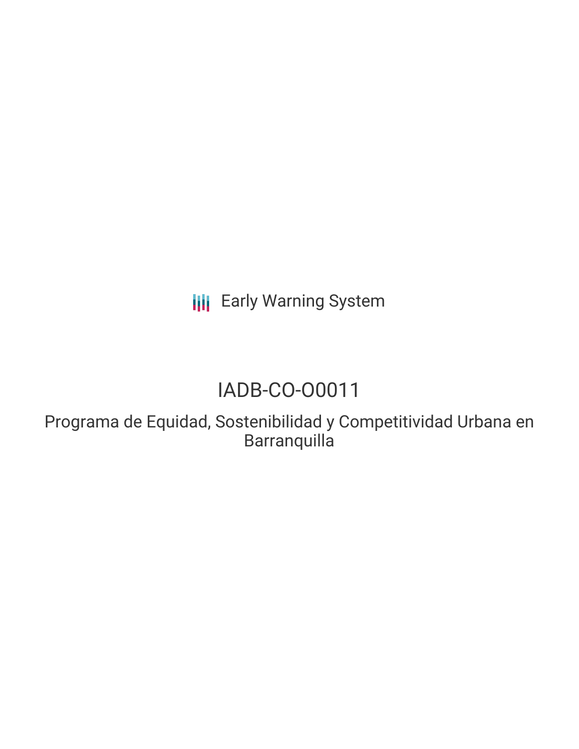Early Warning System

# IADB-CO-O0011

## Programa de Equidad, Sostenibilidad y Competitividad Urbana en Barranquilla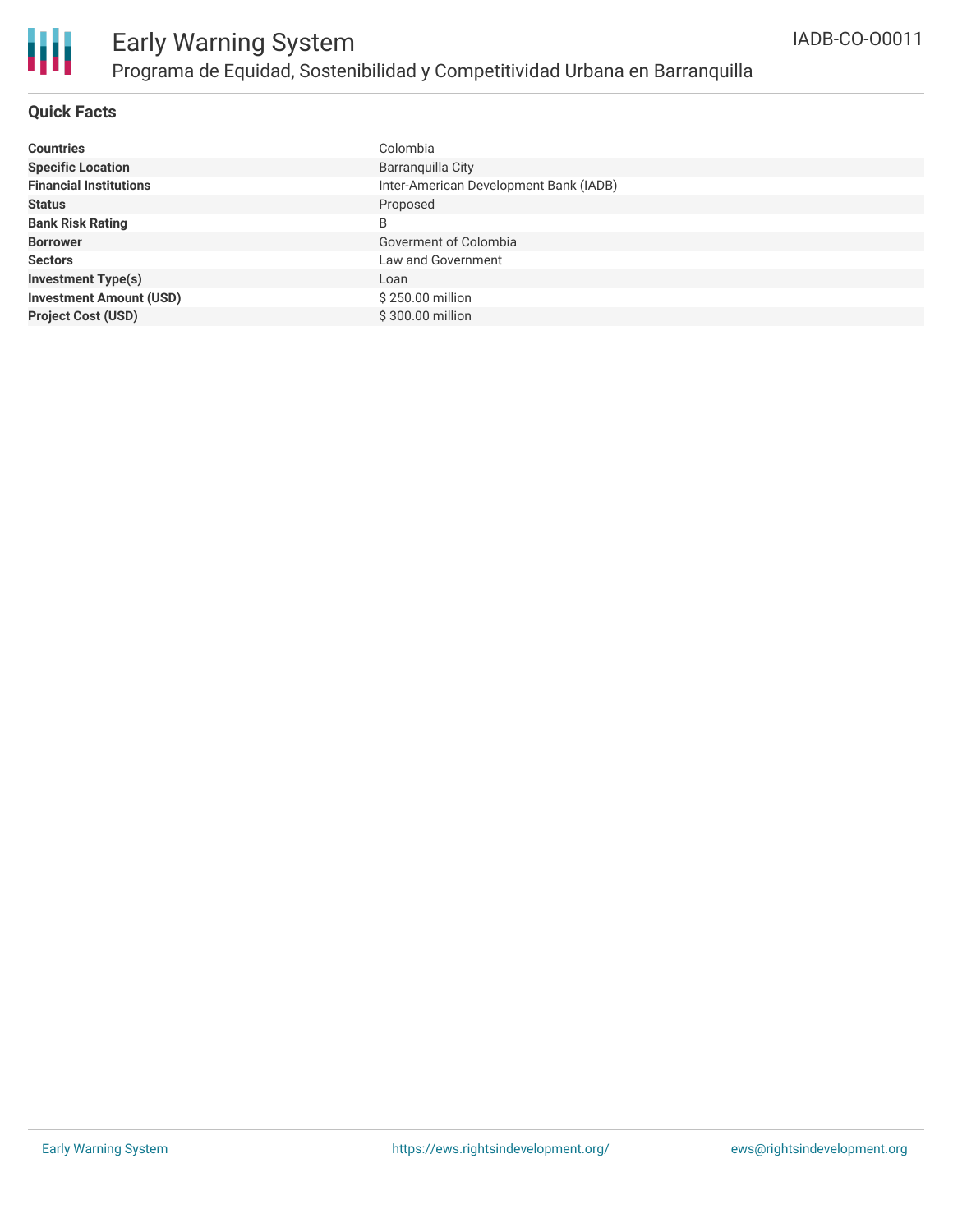# Early Warning System

## Programa de Equidad, Sostenibilidad y Competitividad Urbana en Barranquilla

IADB-CO-O0011

### Quick Facts

| | |
|---|---|
| **Countries** | Colombia |
| **Specific Location** | Barranquilla City |
| **Financial Institutions** | Inter-American Development Bank (IADB) |
| **Status** | Proposed |
| **Bank Risk Rating** | B |
| **Borrower** | Goverment of Colombia |
| **Sectors** | Law and Government |
| **Investment Type(s)** | Loan |
| **Investment Amount (USD)** | $ 250.00 million |
| **Project Cost (USD)** | $ 300.00 million |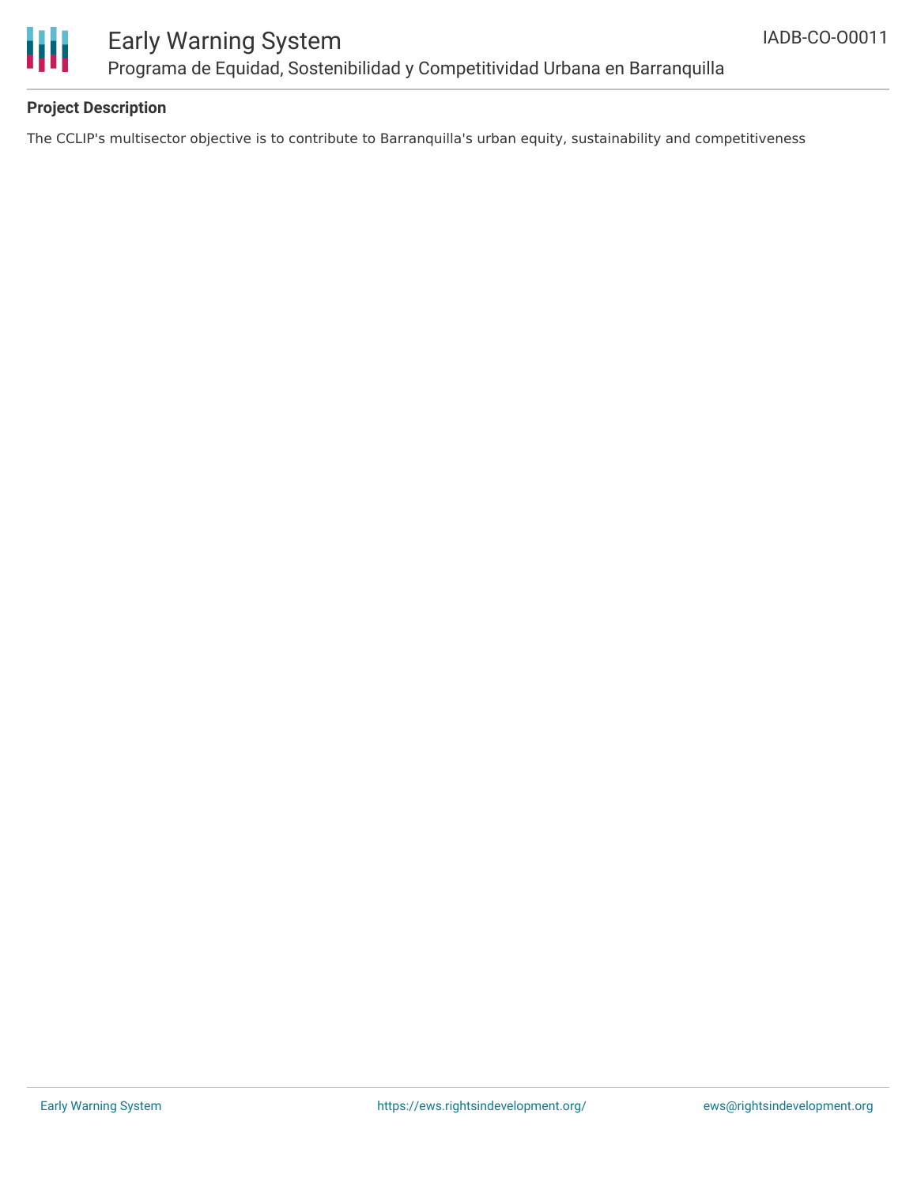## Project Description

The CCLIP's multisector objective is to contribute to Barranquilla's urban equity, sustainability and competitiveness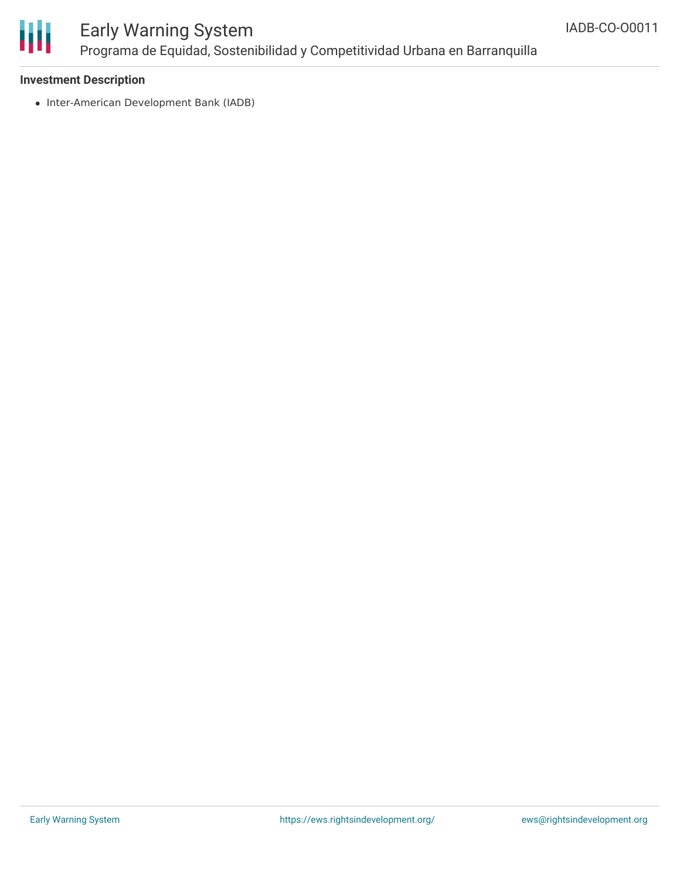**Investment Description**

- Inter-American Development Bank (IADB)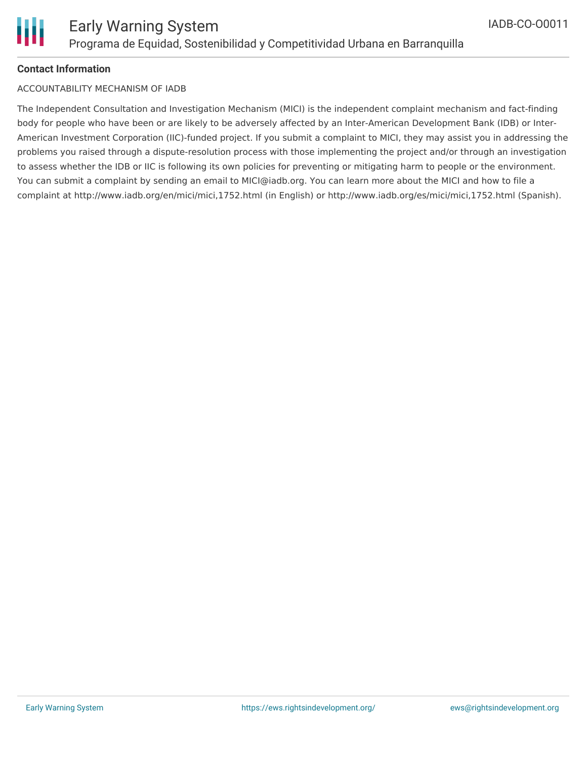**Contact Information**

ACCOUNTABILITY MECHANISM OF IADB

The Independent Consultation and Investigation Mechanism (MICI) is the independent complaint mechanism and fact-finding body for people who have been or are likely to be adversely affected by an Inter-American Development Bank (IDB) or Inter-American Investment Corporation (IIC)-funded project. If you submit a complaint to MICI, they may assist you in addressing the problems you raised through a dispute-resolution process with those implementing the project and/or through an investigation to assess whether the IDB or IIC is following its own policies for preventing or mitigating harm to people or the environment. You can submit a complaint by sending an email to MICI@iadb.org. You can learn more about the MICI and how to file a complaint at http://www.iadb.org/en/mici/mici,1752.html (in English) or http://www.iadb.org/es/mici/mici,1752.html (Spanish).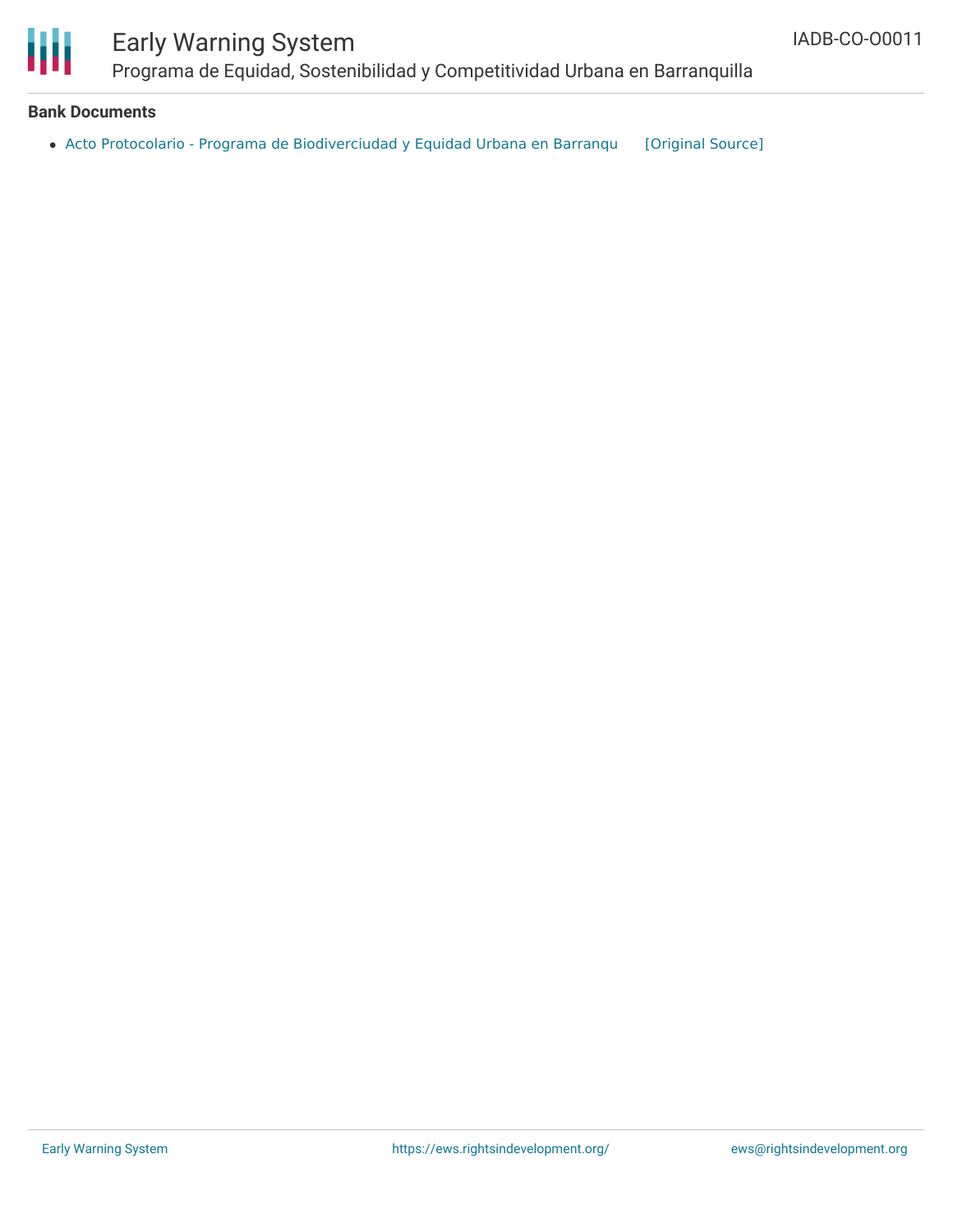## Bank Documents

- Acto Protocolario - Programa de Biodiverciudad y Equidad Urbana en Barranqu [Original Source]